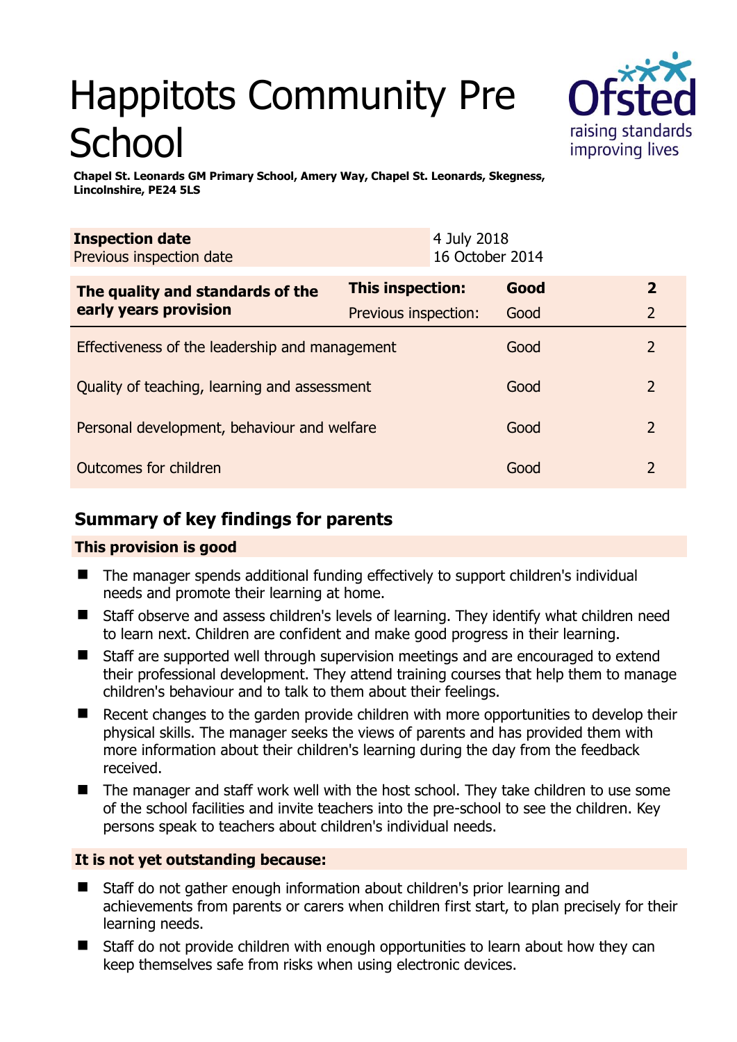# Happitots Community Pre School

**Chapel St. Leonards GM Primary School, Amery Way, Chapel St. Leonards, Skegness, Lincolnshire, PE24 5LS**

| **Inspection date** | 4 July 2018 |
|---|---|
| Previous inspection date | 16 October 2014 |

| **The quality and standards of the early years provision** | **This inspection:** | **Good** | **2** |
|---|---|---|---|
| | Previous inspection: | Good | 2 |
| Effectiveness of the leadership and management | | Good | 2 |
| Quality of teaching, learning and assessment | | Good | 2 |
| Personal development, behaviour and welfare | | Good | 2 |
| Outcomes for children | | Good | 2 |

## Summary of key findings for parents

### This provision is good

- The manager spends additional funding effectively to support children's individual needs and promote their learning at home.
- Staff observe and assess children's levels of learning. They identify what children need to learn next. Children are confident and make good progress in their learning.
- Staff are supported well through supervision meetings and are encouraged to extend their professional development. They attend training courses that help them to manage children's behaviour and to talk to them about their feelings.
- Recent changes to the garden provide children with more opportunities to develop their physical skills. The manager seeks the views of parents and has provided them with more information about their children's learning during the day from the feedback received.
- The manager and staff work well with the host school. They take children to use some of the school facilities and invite teachers into the pre-school to see the children. Key persons speak to teachers about children's individual needs.

### It is not yet outstanding because:

- Staff do not gather enough information about children's prior learning and achievements from parents or carers when children first start, to plan precisely for their learning needs.
- Staff do not provide children with enough opportunities to learn about how they can keep themselves safe from risks when using electronic devices.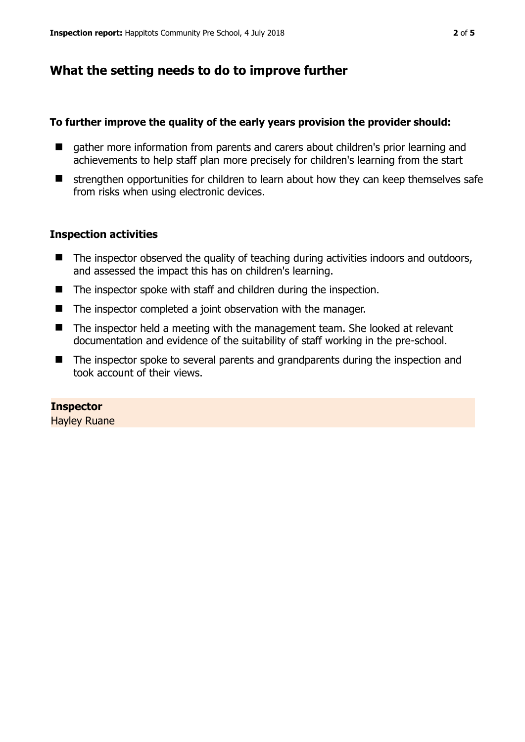## What the setting needs to do to improve further

**To further improve the quality of the early years provision the provider should:**

- gather more information from parents and carers about children's prior learning and achievements to help staff plan more precisely for children's learning from the start
- strengthen opportunities for children to learn about how they can keep themselves safe from risks when using electronic devices.

### Inspection activities

- The inspector observed the quality of teaching during activities indoors and outdoors, and assessed the impact this has on children's learning.
- The inspector spoke with staff and children during the inspection.
- The inspector completed a joint observation with the manager.
- The inspector held a meeting with the management team. She looked at relevant documentation and evidence of the suitability of staff working in the pre-school.
- The inspector spoke to several parents and grandparents during the inspection and took account of their views.

**Inspector**
Hayley Ruane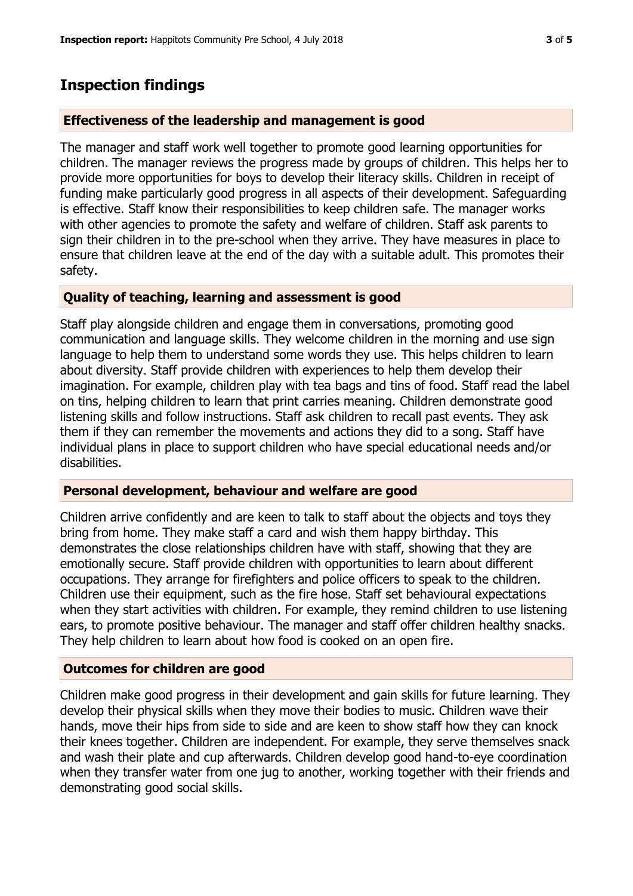# Inspection findings

### Effectiveness of the leadership and management is good

The manager and staff work well together to promote good learning opportunities for children. The manager reviews the progress made by groups of children. This helps her to provide more opportunities for boys to develop their literacy skills. Children in receipt of funding make particularly good progress in all aspects of their development. Safeguarding is effective. Staff know their responsibilities to keep children safe. The manager works with other agencies to promote the safety and welfare of children. Staff ask parents to sign their children in to the pre-school when they arrive. They have measures in place to ensure that children leave at the end of the day with a suitable adult. This promotes their safety.

### Quality of teaching, learning and assessment is good

Staff play alongside children and engage them in conversations, promoting good communication and language skills. They welcome children in the morning and use sign language to help them to understand some words they use. This helps children to learn about diversity. Staff provide children with experiences to help them develop their imagination. For example, children play with tea bags and tins of food. Staff read the label on tins, helping children to learn that print carries meaning. Children demonstrate good listening skills and follow instructions. Staff ask children to recall past events. They ask them if they can remember the movements and actions they did to a song. Staff have individual plans in place to support children who have special educational needs and/or disabilities.

### Personal development, behaviour and welfare are good

Children arrive confidently and are keen to talk to staff about the objects and toys they bring from home. They make staff a card and wish them happy birthday. This demonstrates the close relationships children have with staff, showing that they are emotionally secure. Staff provide children with opportunities to learn about different occupations. They arrange for firefighters and police officers to speak to the children. Children use their equipment, such as the fire hose. Staff set behavioural expectations when they start activities with children. For example, they remind children to use listening ears, to promote positive behaviour. The manager and staff offer children healthy snacks. They help children to learn about how food is cooked on an open fire.

### Outcomes for children are good

Children make good progress in their development and gain skills for future learning. They develop their physical skills when they move their bodies to music. Children wave their hands, move their hips from side to side and are keen to show staff how they can knock their knees together. Children are independent. For example, they serve themselves snack and wash their plate and cup afterwards. Children develop good hand-to-eye coordination when they transfer water from one jug to another, working together with their friends and demonstrating good social skills.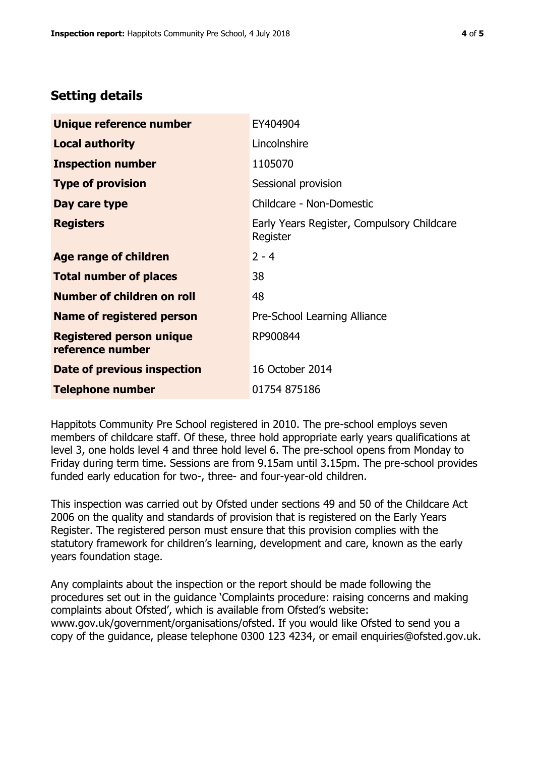## Setting details

| | |
|---|---|
| **Unique reference number** | EY404904 |
| **Local authority** | Lincolnshire |
| **Inspection number** | 1105070 |
| **Type of provision** | Sessional provision |
| **Day care type** | Childcare - Non-Domestic |
| **Registers** | Early Years Register, Compulsory Childcare Register |
| **Age range of children** | 2 - 4 |
| **Total number of places** | 38 |
| **Number of children on roll** | 48 |
| **Name of registered person** | Pre-School Learning Alliance |
| **Registered person unique reference number** | RP900844 |
| **Date of previous inspection** | 16 October 2014 |
| **Telephone number** | 01754 875186 |

Happitots Community Pre School registered in 2010. The pre-school employs seven members of childcare staff. Of these, three hold appropriate early years qualifications at level 3, one holds level 4 and three hold level 6. The pre-school opens from Monday to Friday during term time. Sessions are from 9.15am until 3.15pm. The pre-school provides funded early education for two-, three- and four-year-old children.

This inspection was carried out by Ofsted under sections 49 and 50 of the Childcare Act 2006 on the quality and standards of provision that is registered on the Early Years Register. The registered person must ensure that this provision complies with the statutory framework for children's learning, development and care, known as the early years foundation stage.

Any complaints about the inspection or the report should be made following the procedures set out in the guidance 'Complaints procedure: raising concerns and making complaints about Ofsted', which is available from Ofsted's website: www.gov.uk/government/organisations/ofsted. If you would like Ofsted to send you a copy of the guidance, please telephone 0300 123 4234, or email enquiries@ofsted.gov.uk.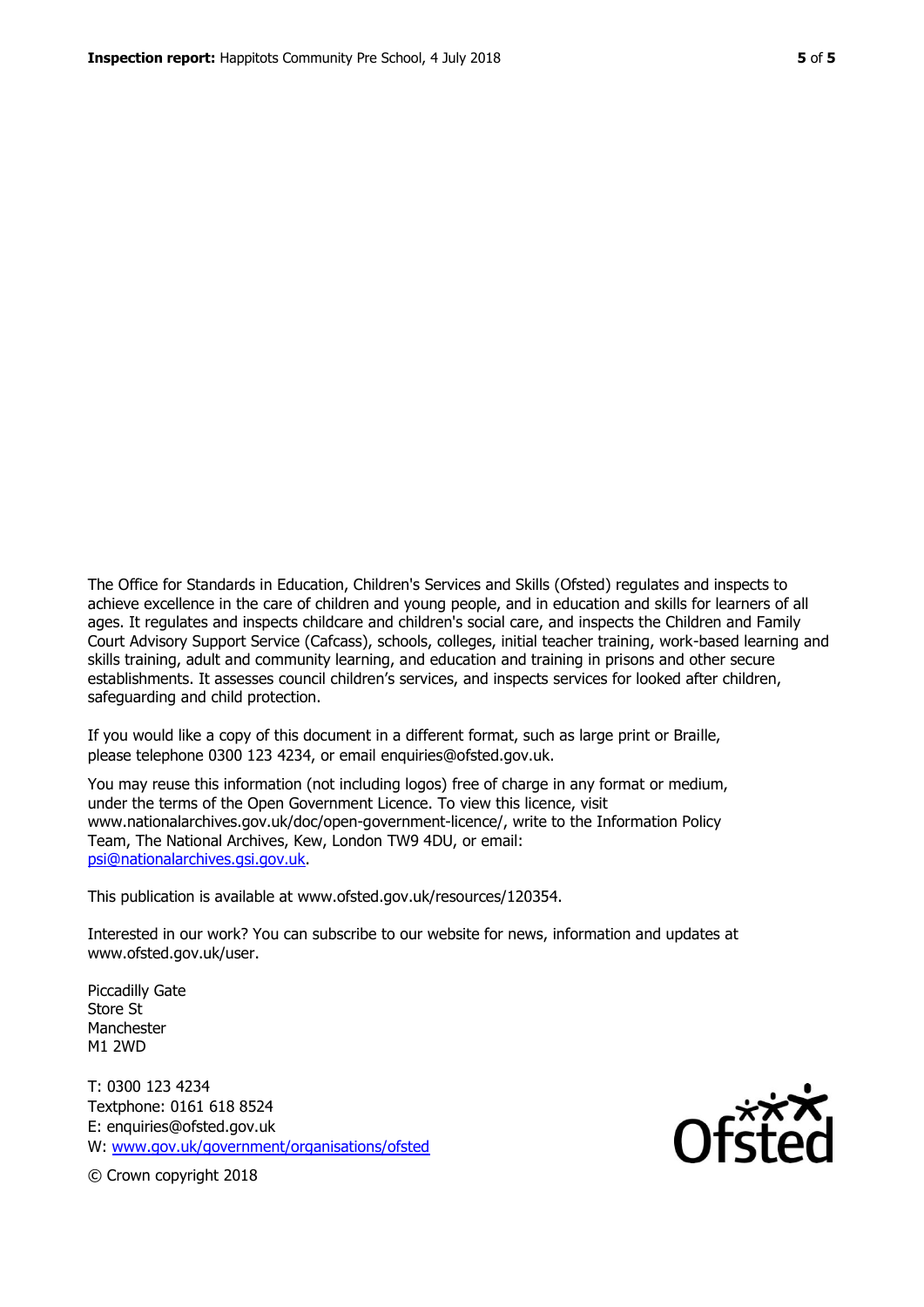The Office for Standards in Education, Children's Services and Skills (Ofsted) regulates and inspects to achieve excellence in the care of children and young people, and in education and skills for learners of all ages. It regulates and inspects childcare and children's social care, and inspects the Children and Family Court Advisory Support Service (Cafcass), schools, colleges, initial teacher training, work-based learning and skills training, adult and community learning, and education and training in prisons and other secure establishments. It assesses council children's services, and inspects services for looked after children, safeguarding and child protection.

If you would like a copy of this document in a different format, such as large print or Braille, please telephone 0300 123 4234, or email enquiries@ofsted.gov.uk.

You may reuse this information (not including logos) free of charge in any format or medium, under the terms of the Open Government Licence. To view this licence, visit www.nationalarchives.gov.uk/doc/open-government-licence/, write to the Information Policy Team, The National Archives, Kew, London TW9 4DU, or email: psi@nationalarchives.gsi.gov.uk.

This publication is available at www.ofsted.gov.uk/resources/120354.

Interested in our work? You can subscribe to our website for news, information and updates at www.ofsted.gov.uk/user.

Piccadilly Gate
Store St
Manchester
M1 2WD

T: 0300 123 4234
Textphone: 0161 618 8524
E: enquiries@ofsted.gov.uk
W: www.gov.uk/government/organisations/ofsted

© Crown copyright 2018